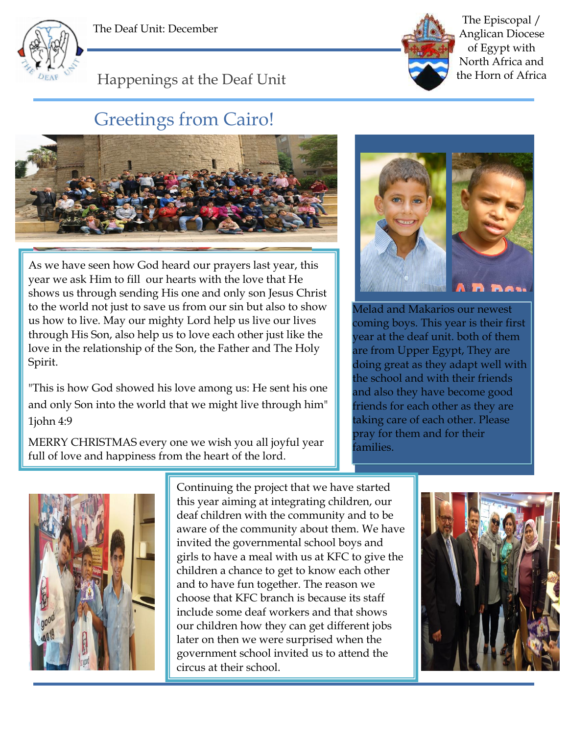The Deaf Unit: December

# Happenings at the Deaf Unit

The Episcopal / Anglican Diocese of Egypt with North Africa and the Horn of Africa

## Greetings from Cairo!

As we have seen how God heard our prayers last year, this year we ask Him to fill our hearts with the love that He shows us through sending His one and only son Jesus Christ to the world not just to save us from our sin but also to show us how to live. May our mighty Lord help us live our lives through His Son, also help us to love each other just like the love in the relationship of the Son, the Father and The Holy Spirit.

"This is how God showed his love among us: He sent his one and only Son into the world that we might live through him" 1john 4:9

MERRY CHRISTMAS every one we wish you all joyful year full of love and happiness from the heart of the lord.

Melad and Makarios our newest coming boys. This year is their first year at the deaf unit. both of them are from Upper Egypt, They are doing great as they adapt well with the school and with their friends and also they have become good friends for each other as they are taking care of each other. Please pray for them and for their families.

Continuing the project that we have started this year aiming at integrating children, our deaf children with the community and to be aware of the community about them. We have invited the governmental school boys and girls to have a meal with us at KFC to give the children a chance to get to know each other and to have fun together. The reason we choose that KFC branch is because its staff include some deaf workers and that shows our children how they can get different jobs later on then we were surprised when the government school invited us to attend the circus at their school.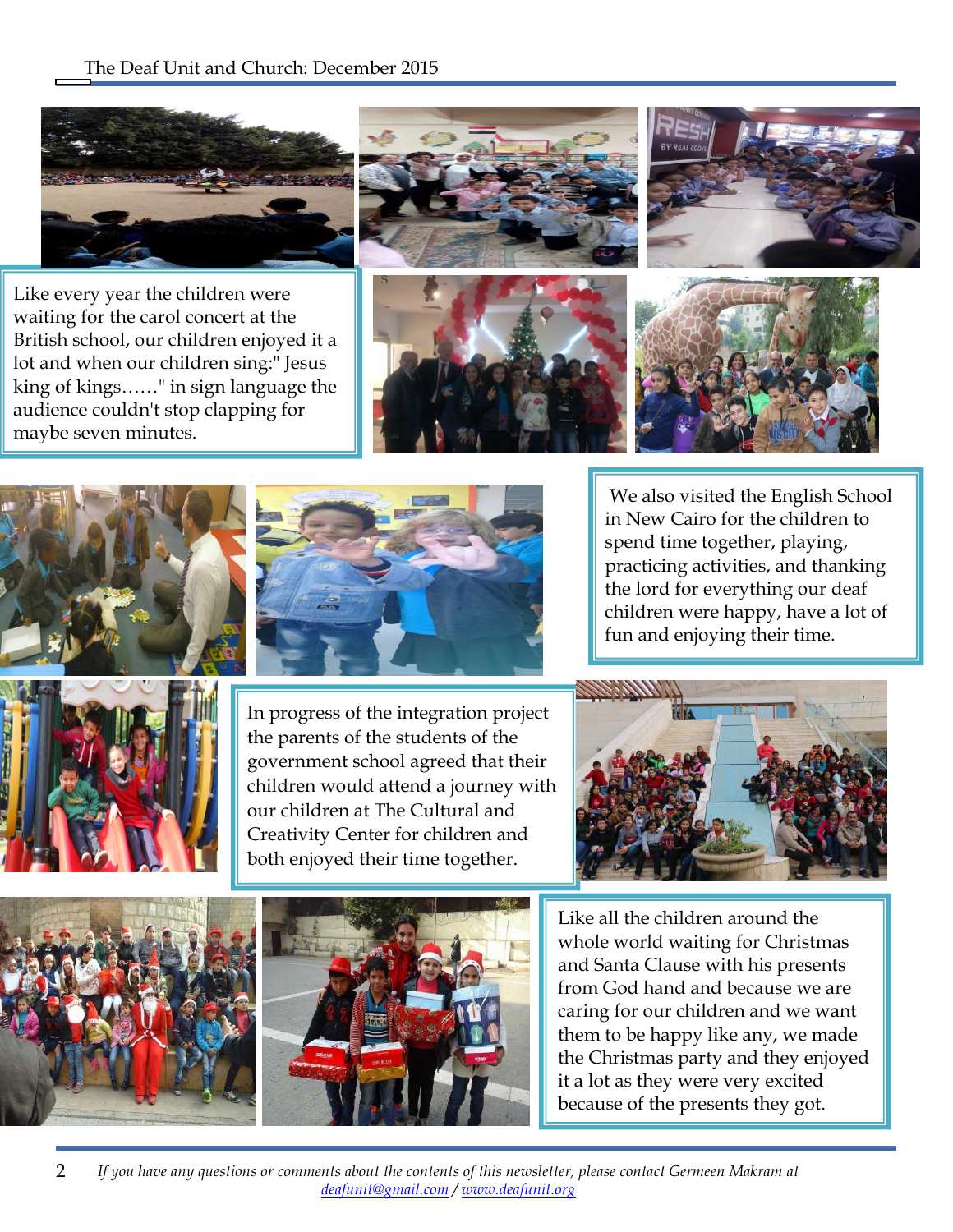Like every year the children were waiting for the carol concert at the British school, our children enjoyed it a lot and when our children sing:" Jesus king of kings……" in sign language the audience couldn't stop clapping for maybe seven minutes.

We also visited the English School in New Cairo for the children to spend time together, playing, practicing activities, and thanking the lord for everything our deaf children were happy, have a lot of fun and enjoying their time.

In progress of the integration project the parents of the students of the government school agreed that their children would attend a journey with our children at The Cultural and Creativity Center for children and both enjoyed their time together.

Like all the children around the whole world waiting for Christmas and Santa Clause with his presents from God hand and because we are caring for our children and we want them to be happy like any, we made the Christmas party and they enjoyed it a lot as they were very excited because of the presents they got.

*If you have any questions or comments about the contents of this newsletter, please contact Germeen Makram at deafunit@gmail.com / www.deafunit.org*